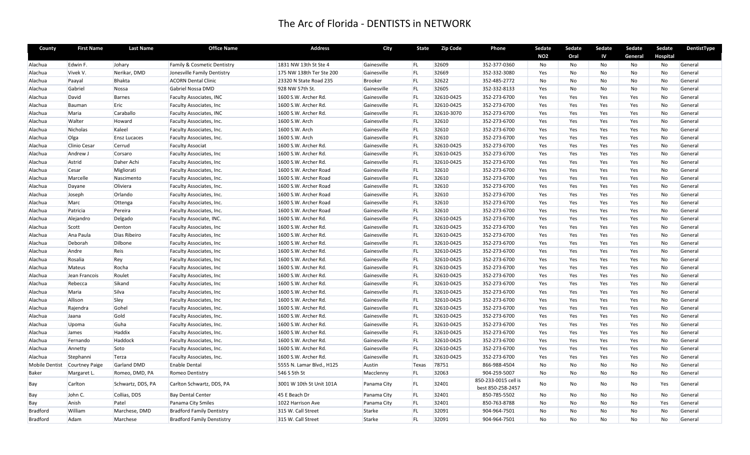# The Arc of Florida - DENTISTS in NETWORK

| County | First Name | Last Name | Office Name | Address | City | State | Zip Code | Phone | Sedate NO2 | Sedate Oral | Sedate IV | Sedate General | Sedate Hospital | DentistType |
|---|---|---|---|---|---|---|---|---|---|---|---|---|---|---|
| Alachua | Edwin F. | Johary | Family & Cosmetic Dentistry | 1831 NW 13th St Ste 4 | Gainesville | FL | 32609 | 352-377-0360 | No | No | No | No | No | General |
| Alachua | Vivek V. | Nerikar, DMD | Jonesville Family Dentistry | 175 NW 138th Ter Ste 200 | Gainesville | FL | 32669 | 352-332-3080 | Yes | No | No | No | No | General |
| Alachua | Paayal | Bhakta | ACORN Dental Clinic | 23320 N State Road 235 | Brooker | FL | 32622 | 352-485-2772 | No | No | No | No | No | General |
| Alachua | Gabriel | Nossa | Gabriel Nossa DMD | 928 NW 57th St. | Gainesville | FL | 32605 | 352-332-8133 | Yes | No | No | No | No | General |
| Alachua | David | Barnes | Faculty Associates, INC | 1600 S.W. Archer Rd. | Gainesville | FL | 32610-0425 | 352-273-6700 | Yes | Yes | Yes | Yes | No | General |
| Alachua | Bauman | Eric | Faculty Associates, Inc | 1600 S.W. Archer Rd. | Gainesville | FL | 32610-0425 | 352-273-6700 | Yes | Yes | Yes | Yes | No | General |
| Alachua | Maria | Caraballo | Faculty Associates, INC | 1600 S.W. Archer Rd. | Gainesville | FL | 32610-3070 | 352-273-6700 | Yes | Yes | Yes | Yes | No | General |
| Alachua | Walter | Howard | Faculty Associates, Inc. | 1600 S.W. Arch | Gainesville | FL | 32610 | 352-273-6700 | Yes | Yes | Yes | Yes | No | General |
| Alachua | Nicholas | Kaleel | Faculty Associates, Inc. | 1600 S.W. Arch | Gainesville | FL | 32610 | 352-273-6700 | Yes | Yes | Yes | Yes | No | General |
| Alachua | Olga | Ensz Lucaces | Faculty Associates, Inc. | 1600 S.W. Arch | Gainesville | FL | 32610 | 352-273-6700 | Yes | Yes | Yes | Yes | No | General |
| Alachua | Clinio Cesar | Cerrud | Faculty Associat | 1600 S.W. Archer Rd. | Gainesville | FL | 32610-0425 | 352-273-6700 | Yes | Yes | Yes | Yes | No | General |
| Alachua | Andrew J | Corsaro | Faculty Associates, Inc | 1600 S.W. Archer Rd. | Gainesville | FL | 32610-0425 | 352-273-6700 | Yes | Yes | Yes | Yes | No | General |
| Alachua | Astrid | Daher Achi | Faculty Associates, Inc | 1600 S.W. Archer Rd. | Gainesville | FL | 32610-0425 | 352-273-6700 | Yes | Yes | Yes | Yes | No | General |
| Alachua | Cesar | Migliorati | Faculty Associates, Inc. | 1600 S.W. Archer Road | Gainesville | FL | 32610 | 352-273-6700 | Yes | Yes | Yes | Yes | No | General |
| Alachua | Marcelle | Nascimento | Faculty Associates, Inc. | 1600 S.W. Archer Road | Gainesville | FL | 32610 | 352-273-6700 | Yes | Yes | Yes | Yes | No | General |
| Alachua | Dayane | Oliviera | Faculty Associates, Inc. | 1600 S.W. Archer Road | Gainesville | FL | 32610 | 352-273-6700 | Yes | Yes | Yes | Yes | No | General |
| Alachua | Joseph | Orlando | Faculty Associates, Inc. | 1600 S.W. Archer Road | Gainesville | FL | 32610 | 352-273-6700 | Yes | Yes | Yes | Yes | No | General |
| Alachua | Marc | Ottenga | Faculty Associates, Inc. | 1600 S.W. Archer Road | Gainesville | FL | 32610 | 352-273-6700 | Yes | Yes | Yes | Yes | No | General |
| Alachua | Patricia | Pereira | Faculty Associates, Inc. | 1600 S.W. Archer Road | Gainesville | FL | 32610 | 352-273-6700 | Yes | Yes | Yes | Yes | No | General |
| Alachua | Alejandro | Delgado | Faculty Associate, INC. | 1600 S.W. Archer Rd. | Gainesville | FL | 32610-0425 | 352-273-6700 | Yes | Yes | Yes | Yes | No | General |
| Alachua | Scott | Denton | Faculty Associates, Inc | 1600 S.W. Archer Rd. | Gainesville | FL | 32610-0425 | 352-273-6700 | Yes | Yes | Yes | Yes | No | General |
| Alachua | Ana Paula | Dias Ribeiro | Faculty Associates, Inc | 1600 S.W. Archer Rd. | Gainesville | FL | 32610-0425 | 352-273-6700 | Yes | Yes | Yes | Yes | No | General |
| Alachua | Deborah | Dilbone | Faculty Associates, Inc | 1600 S.W. Archer Rd. | Gainesville | FL | 32610-0425 | 352-273-6700 | Yes | Yes | Yes | Yes | No | General |
| Alachua | Andre | Reis | Faculty Associates, Inc | 1600 S.W. Archer Rd. | Gainesville | FL | 32610-0425 | 352-273-6700 | Yes | Yes | Yes | Yes | No | General |
| Alachua | Rosalia | Rey | Faculty Associates, Inc | 1600 S.W. Archer Rd. | Gainesville | FL | 32610-0425 | 352-273-6700 | Yes | Yes | Yes | Yes | No | General |
| Alachua | Mateus | Rocha | Faculty Associates, Inc | 1600 S.W. Archer Rd. | Gainesville | FL | 32610-0425 | 352-273-6700 | Yes | Yes | Yes | Yes | No | General |
| Alachua | Jean Francois | Roulet | Faculty Associates, Inc | 1600 S.W. Archer Rd. | Gainesville | FL | 32610-0425 | 352-273-6700 | Yes | Yes | Yes | Yes | No | General |
| Alachua | Rebecca | Sikand | Faculty Associates, Inc | 1600 S.W. Archer Rd. | Gainesville | FL | 32610-0425 | 352-273-6700 | Yes | Yes | Yes | Yes | No | General |
| Alachua | Maria | Silva | Faculty Associates, Inc | 1600 S.W. Archer Rd. | Gainesville | FL | 32610-0425 | 352-273-6700 | Yes | Yes | Yes | Yes | No | General |
| Alachua | Allison | Sley | Faculty Associates, Inc | 1600 S.W. Archer Rd. | Gainesville | FL | 32610-0425 | 352-273-6700 | Yes | Yes | Yes | Yes | No | General |
| Alachua | Rajendra | Gohel | Faculty Associates, Inc. | 1600 S.W. Archer Rd. | Gainesville | FL | 32610-0425 | 352-273-6700 | Yes | Yes | Yes | Yes | No | General |
| Alachua | Jaana | Gold | Faculty Associates, Inc. | 1600 S.W. Archer Rd. | Gainesville | FL | 32610-0425 | 352-273-6700 | Yes | Yes | Yes | Yes | No | General |
| Alachua | Upoma | Guha | Faculty Associates, Inc. | 1600 S.W. Archer Rd. | Gainesville | FL | 32610-0425 | 352-273-6700 | Yes | Yes | Yes | Yes | No | General |
| Alachua | James | Haddix | Faculty Associates, Inc. | 1600 S.W. Archer Rd. | Gainesville | FL | 32610-0425 | 352-273-6700 | Yes | Yes | Yes | Yes | No | General |
| Alachua | Fernando | Haddock | Faculty Associates, Inc. | 1600 S.W. Archer Rd. | Gainesville | FL | 32610-0425 | 352-273-6700 | Yes | Yes | Yes | Yes | No | General |
| Alachua | Annetty | Soto | Faculty Associates, Inc. | 1600 S.W. Archer Rd. | Gainesville | FL | 32610-0425 | 352-273-6700 | Yes | Yes | Yes | Yes | No | General |
| Alachua | Stephanni | Terza | Faculty Associates, Inc. | 1600 S.W. Archer Rd. | Gainesville | FL | 32610-0425 | 352-273-6700 | Yes | Yes | Yes | Yes | No | General |
| Mobile Dentist | Courtney Paige | Garland DMD | Enable Dental | 5555 N. Lamar Blvd., H125 | Austin | Texas | 78751 | 866-988-4504 | No | No | No | No | No | General |
| Baker | Margaret L. | Romeo, DMD, PA | Romeo Dentistry | 546 S 5th St | Macclenny | FL | 32063 | 904-259-5007 | No | No | No | No | No | General |
| Bay | Carlton | Schwartz, DDS, PA | Carlton Schwartz, DDS, PA | 3001 W 10th St Unit 101A | Panama City | FL | 32401 | 850-233-0015 cell is best 850-258-2457 | No | No | No | No | Yes | General |
| Bay | John C. | Collias, DDS | Bay Dental Center | 45 E Beach Dr | Panama City | FL | 32401 | 850-785-5502 | No | No | No | No | No | General |
| Bay | Anish | Patel | Panama City Smiles | 1022 Harrison Ave | Panama City | FL | 32401 | 850-763-8788 | No | No | No | No | Yes | General |
| Bradford | William | Marchese, DMD | Bradford Family Dentistry | 315 W. Call Street | Starke | FL | 32091 | 904-964-7501 | No | No | No | No | No | General |
| Bradford | Adam | Marchese | Bradford Family Denstistry | 315 W. Call Street | Starke | FL | 32091 | 904-964-7501 | No | No | No | No | No | General |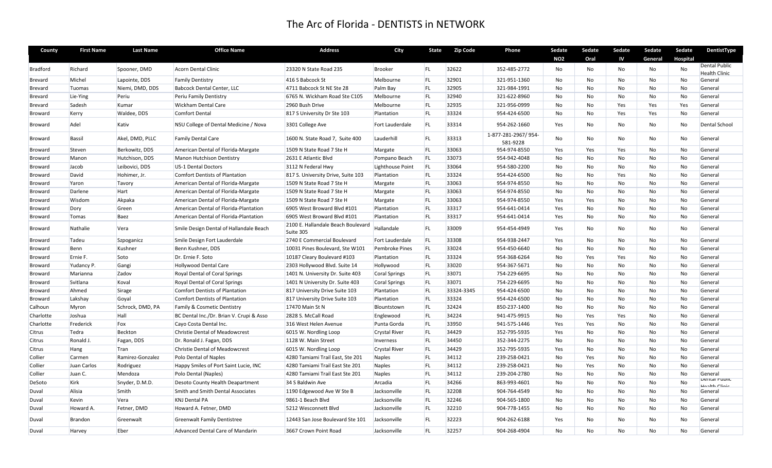# The Arc of Florida - DENTISTS in NETWORK

| County | First Name | Last Name | Office Name | Address | City | State | Zip Code | Phone | Sedate NO2 | Sedate Oral | Sedate IV | Sedate General | Sedate Hospital | DentistType |
|---|---|---|---|---|---|---|---|---|---|---|---|---|---|---|
| Bradford | Richard | Spooner, DMD | Acorn Dental Clinic | 23320 N State Road 235 | Brooker | FL | 32622 | 352-485-2772 | No | No | No | No | No | Dental Public Health Clinic |
| Brevard | Michel | Lapointe, DDS | Family Dentistry | 416 S Babcock St | Melbourne | FL | 32901 | 321-951-1360 | No | No | No | No | No | General |
| Brevard | Tuomas | Niemi, DMD, DDS | Babcock Dental Center, LLC | 4711 Babcock St NE Ste 28 | Palm Bay | FL | 32905 | 321-984-1991 | No | No | No | No | No | General |
| Brevard | Lie-Ying | Periu | Periu Family Dentistry | 6765 N. Wickham Road Ste C105 | Melbourne | FL | 32940 | 321-622-8960 | No | No | No | No | No | General |
| Brevard | Sadesh | Kumar | Wickham Dental Care | 2960 Bush Drive | Melbourne | FL | 32935 | 321-956-0999 | No | No | Yes | Yes | Yes | General |
| Broward | Kerry | Waldee, DDS | Comfort Dental | 817 S University Dr Ste 103 | Plantation | FL | 33324 | 954-424-6500 | No | No | Yes | Yes | No | General |
| Broward | Adel | Kativ | NSU College of Dental Medicine / Nova | 3301 College Ave | Fort Lauderdale | FL | 33314 | 954-262-1660 | Yes | No | No | No | No | Dental School |
| Broward | Bassil | Akel, DMD, PLLC | Family Dental Care | 1600 N. State Road 7, Suite 400 | Lauderhill | FL | 33313 | 1-877-281-2967/ 954-581-9228 | No | No | No | No | No | General |
| Broward | Steven | Berkowitz, DDS | American Dental of Florida-Margate | 1509 N State Road 7 Ste H | Margate | FL | 33063 | 954-974-8550 | Yes | Yes | Yes | No | No | General |
| Broward | Manon | Hutchison, DDS | Manon Hutchison Dentistry | 2631 E Atlantic Blvd | Pompano Beach | FL | 33073 | 954-942-4048 | No | No | No | No | No | General |
| Broward | Jacob | Leibovici, DDS | US-1 Dental Doctors | 3112 N Federal Hwy | Lighthouse Point | FL | 33064 | 954-580-2200 | No | No | No | No | No | General |
| Broward | David | Hohimer, Jr. | Comfort Dentists of Plantation | 817 S. University Drive, Suite 103 | Plantation | FL | 33324 | 954-424-6500 | No | No | Yes | No | No | General |
| Broward | Yaron | Tavory | American Dental of Florida-Margate | 1509 N State Road 7 Ste H | Margate | FL | 33063 | 954-974-8550 | No | No | No | No | No | General |
| Broward | Darlene | Hart | American Dental of Florida-Margate | 1509 N State Road 7 Ste H | Margate | FL | 33063 | 954-974-8550 | No | No | No | No | No | General |
| Broward | Wisdom | Akpaka | American Dental of Florida-Margate | 1509 N State Road 7 Ste H | Margate | FL | 33063 | 954-974-8550 | Yes | Yes | No | No | No | General |
| Broward | Dory | Green | American Dental of Florida-Plantation | 6905 West Broward Blvd #101 | Plantation | FL | 33317 | 954-641-0414 | Yes | No | No | No | No | General |
| Broward | Tomas | Baez | American Dental of Florida-Plantation | 6905 West Broward Blvd #101 | Plantation | FL | 33317 | 954-641-0414 | Yes | No | No | No | No | General |
| Broward | Nathalie | Vera | Smile Design Dental of Hallandale Beach | 2100 E. Hallandale Beach Boulevard Suite 305 | Hallandale | FL | 33009 | 954-454-4949 | Yes | No | No | No | No | General |
| Broward | Tadeu | Szpoganicz | Smile Design Fort Lauderdale | 2740 E Commercial Boulevard | Fort Lauderdale | FL | 33308 | 954-938-2447 | Yes | No | No | No | No | General |
| Broward | Benn | Kushner | Benn Kushner, DDS | 10031 Pines Boulevard, Ste W101 | Pembroke Pines | FL | 33024 | 954-450-6640 | No | No | No | No | No | General |
| Broward | Ernie F. | Soto | Dr. Ernie F. Soto | 10187 Cleary Boulevard #103 | Plantation | FL | 33324 | 954-368-6264 | No | Yes | Yes | No | No | General |
| Broward | Yudancy P. | Gangi | Hollywood Dental Care | 2303 Hollywood Blvd. Suite 14 | Hollywood | FL | 33020 | 954-367-5671 | No | No | No | No | No | General |
| Broward | Marianna | Zadov | Royal Dental of Coral Springs | 1401 N. University Dr. Suite 403 | Coral Springs | FL | 33071 | 754-229-6695 | No | No | No | No | No | General |
| Broward | Svitlana | Koval | Royal Dental of Coral Springs | 1401 N University Dr. Suite 403 | Coral Springs | FL | 33071 | 754-229-6695 | No | No | No | No | No | General |
| Broward | Ahmed | Sirage | Comfort Dentists of Plantation | 817 University Drive Suite 103 | Plantation | FL | 33324-3345 | 954-424-6500 | No | No | No | No | No | General |
| Broward | Lakshay | Goyal | Comfort Dentists of Plantation | 817 University Drive Suite 103 | Plantation | FL | 33324 | 954-424-6500 | No | No | No | No | No | General |
| Calhoun | Myron | Schrock, DMD, PA | Family & Cosmetic Dentistry | 17470 Main St N | Blountstown | FL | 32424 | 850-237-1400 | No | No | No | No | No | General |
| Charlotte | Joshua | Hall | BC Dental Inc./Dr. Brian V. Crupi & Asso | 2828 S. McCall Road | Englewood | FL | 34224 | 941-475-9915 | No | Yes | Yes | No | No | General |
| Charlotte | Frederick | Fox | Cayo Costa Dental Inc. | 316 West Helen Avenue | Punta Gorda | FL | 33950 | 941-575-1446 | Yes | Yes | No | No | No | General |
| Citrus | Tedra | Beckton | Christie Dental of Meadowcrest | 6015 W. Nordling Loop | Crystal River | FL | 34429 | 352-795-5935 | Yes | No | No | No | No | General |
| Citrus | Ronald J. | Fagan, DDS | Dr. Ronald J. Fagan, DDS | 1128 W. Main Street | Inverness | FL | 34450 | 352-344-2275 | No | No | No | No | No | General |
| Citrus | Hang | Tran | Christie Dental of Meadowcrest | 6015 W. Nordling Loop | Crystal River | FL | 34429 | 352-795-5935 | Yes | No | No | No | No | General |
| Collier | Carmen | Ramirez-Gonzalez | Polo Dental of Naples | 4280 Tamiami Trail East, Ste 201 | Naples | FL | 34112 | 239-258-0421 | No | Yes | No | No | No | General |
| Collier | Juan Carlos | Rodriguez | Happy Smiles of Port Saint Lucie, INC | 4280 Tamiami Trail East Ste 201 | Naples | FL | 34112 | 239-258-0421 | No | Yes | No | No | No | General |
| Collier | Juan C. | Mendoza | Polo Dental (Naples) | 4280 Tamiami Trail East Ste 201 | Naples | FL | 34112 | 239-204-2780 | No | No | No | No | No | General |
| DeSoto | Kirk | Snyder, D.M.D. | Desoto County Health Deapartment | 34 S Baldwin Ave | Arcadia | FL | 34266 | 863-993-4601 | No | No | No | No | No | Dental Public Health Clinic |
| Duval | Alisia | Smith | Smith and Smith Dental Associates | 1190 Edgewood Ave W Ste B | Jacksonville | FL | 32208 | 904-764-4549 | No | No | No | No | No | General |
| Duval | Kevin | Vera | KNJ Dental PA | 9861-1 Beach Blvd | Jacksonville | FL | 32246 | 904-565-1800 | No | No | No | No | No | General |
| Duval | Howard A. | Fetner, DMD | Howard A. Fetner, DMD | 5212 Wesconnett Blvd | Jacksonville | FL | 32210 | 904-778-1455 | No | No | No | No | No | General |
| Duval | Brandon | Greenwalt | Greenwalt Family Dentistree | 12443 San Jose Boulevard Ste 101 | Jacksonville | FL | 32223 | 904-262-6188 | Yes | No | No | No | No | General |
| Duval | Harvey | Eber | Advanced Dental Care of Mandarin | 3667 Crown Point Road | Jacksonville | FL | 32257 | 904-268-4904 | No | No | No | No | No | General |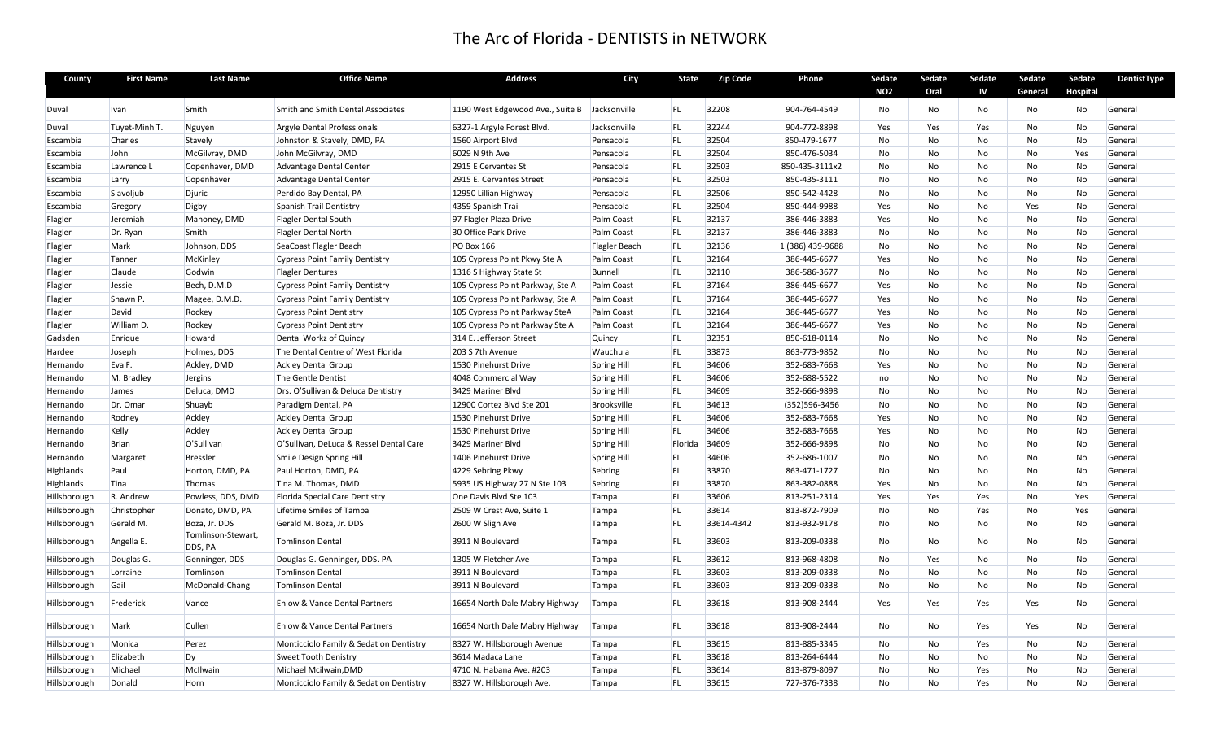# The Arc of Florida - DENTISTS in NETWORK

| County | First Name | Last Name | Office Name | Address | City | State | Zip Code | Phone | Sedate NO2 | Sedate Oral | Sedate IV | Sedate General | Sedate Hospital | DentistType |
|---|---|---|---|---|---|---|---|---|---|---|---|---|---|---|
| Duval | Ivan | Smith | Smith and Smith Dental Associates | 1190 West Edgewood Ave., Suite B | Jacksonville | FL | 32208 | 904-764-4549 | No | No | No | No | No | General |
| Duval | Tuyet-Minh T. | Nguyen | Argyle Dental Professionals | 6327-1 Argyle Forest Blvd. | Jacksonville | FL | 32244 | 904-772-8898 | Yes | Yes | Yes | No | No | General |
| Escambia | Charles | Stavely | Johnston & Stavely, DMD, PA | 1560 Airport Blvd | Pensacola | FL | 32504 | 850-479-1677 | No | No | No | No | No | General |
| Escambia | John | McGilvray, DMD | John McGilvray, DMD | 6029 N 9th Ave | Pensacola | FL | 32504 | 850-476-5034 | No | No | No | No | Yes | General |
| Escambia | Lawrence L | Copenhaver, DMD | Advantage Dental Center | 2915 E Cervantes St | Pensacola | FL | 32503 | 850-435-3111x2 | No | No | No | No | No | General |
| Escambia | Larry | Copenhaver | Advantage Dental Center | 2915 E. Cervantes Street | Pensacola | FL | 32503 | 850-435-3111 | No | No | No | No | No | General |
| Escambia | Slavoljub | Djuric | Perdido Bay Dental, PA | 12950 Lillian Highway | Pensacola | FL | 32506 | 850-542-4428 | No | No | No | No | No | General |
| Escambia | Gregory | Digby | Spanish Trail Dentistry | 4359 Spanish Trail | Pensacola | FL | 32504 | 850-444-9988 | Yes | No | No | Yes | No | General |
| Flagler | Jeremiah | Mahoney, DMD | Flagler Dental South | 97 Flagler Plaza Drive | Palm Coast | FL | 32137 | 386-446-3883 | Yes | No | No | No | No | General |
| Flagler | Dr. Ryan | Smith | Flagler Dental North | 30 Office Park Drive | Palm Coast | FL | 32137 | 386-446-3883 | No | No | No | No | No | General |
| Flagler | Mark | Johnson, DDS | SeaCoast Flagler Beach | PO Box 166 | Flagler Beach | FL | 32136 | 1 (386) 439-9688 | No | No | No | No | No | General |
| Flagler | Tanner | McKinley | Cypress Point Family Dentistry | 105 Cypress Point Pkwy Ste A | Palm Coast | FL | 32164 | 386-445-6677 | Yes | No | No | No | No | General |
| Flagler | Claude | Godwin | Flagler Dentures | 1316 S Highway State St | Bunnell | FL | 32110 | 386-586-3677 | No | No | No | No | No | General |
| Flagler | Jessie | Bech, D.M.D | Cypress Point Family Dentistry | 105 Cypress Point Parkway, Ste A | Palm Coast | FL | 37164 | 386-445-6677 | Yes | No | No | No | No | General |
| Flagler | Shawn P. | Magee, D.M.D. | Cypress Point Family Dentistry | 105 Cypress Point Parkway, Ste A | Palm Coast | FL | 37164 | 386-445-6677 | Yes | No | No | No | No | General |
| Flagler | David | Rockey | Cypress Point Dentistry | 105 Cypress Point Parkway SteA | Palm Coast | FL | 32164 | 386-445-6677 | Yes | No | No | No | No | General |
| Flagler | William D. | Rockey | Cypress Point Dentistry | 105 Cypress Point Parkway Ste A | Palm Coast | FL | 32164 | 386-445-6677 | Yes | No | No | No | No | General |
| Gadsden | Enrique | Howard | Dental Workz of Quincy | 314 E. Jefferson Street | Quincy | FL | 32351 | 850-618-0114 | No | No | No | No | No | General |
| Hardee | Joseph | Holmes, DDS | The Dental Centre of West Florida | 203 S 7th Avenue | Wauchula | FL | 33873 | 863-773-9852 | No | No | No | No | No | General |
| Hernando | Eva F. | Ackley, DMD | Ackley Dental Group | 1530 Pinehurst Drive | Spring Hill | FL | 34606 | 352-683-7668 | Yes | No | No | No | No | General |
| Hernando | M. Bradley | Jergins | The Gentle Dentist | 4048 Commercial Way | Spring Hill | FL | 34606 | 352-688-5522 | no | No | No | No | No | General |
| Hernando | James | Deluca, DMD | Drs. O'Sullivan & Deluca Dentistry | 3429 Mariner Blvd | Spring Hill | FL | 34609 | 352-666-9898 | No | No | No | No | No | General |
| Hernando | Dr. Omar | Shuayb | Paradigm Dental, PA | 12900 Cortez Blvd Ste 201 | Brooksville | FL | 34613 | (352)596-3456 | No | No | No | No | No | General |
| Hernando | Rodney | Ackley | Ackley Dental Group | 1530 Pinehurst Drive | Spring Hill | FL | 34606 | 352-683-7668 | Yes | No | No | No | No | General |
| Hernando | Kelly | Ackley | Ackley Dental Group | 1530 Pinehurst Drive | Spring Hill | FL | 34606 | 352-683-7668 | Yes | No | No | No | No | General |
| Hernando | Brian | O'Sullivan | O'Sullivan, DeLuca & Ressel Dental Care | 3429 Mariner Blvd | Spring Hill | Florida | 34609 | 352-666-9898 | No | No | No | No | No | General |
| Hernando | Margaret | Bressler | Smile Design Spring Hill | 1406 Pinehurst Drive | Spring Hill | FL | 34606 | 352-686-1007 | No | No | No | No | No | General |
| Highlands | Paul | Horton, DMD, PA | Paul Horton, DMD, PA | 4229 Sebring Pkwy | Sebring | FL | 33870 | 863-471-1727 | No | No | No | No | No | General |
| Highlands | Tina | Thomas | Tina M. Thomas, DMD | 5935 US Highway 27 N Ste 103 | Sebring | FL | 33870 | 863-382-0888 | Yes | No | No | No | No | General |
| Hillsborough | R. Andrew | Powless, DDS, DMD | Florida Special Care Dentistry | One Davis Blvd Ste 103 | Tampa | FL | 33606 | 813-251-2314 | Yes | Yes | Yes | No | Yes | General |
| Hillsborough | Christopher | Donato, DMD, PA | Lifetime Smiles of Tampa | 2509 W Crest Ave, Suite 1 | Tampa | FL | 33614 | 813-872-7909 | No | No | Yes | No | Yes | General |
| Hillsborough | Gerald M. | Boza, Jr. DDS | Gerald M. Boza, Jr. DDS | 2600 W Sligh Ave | Tampa | FL | 33614-4342 | 813-932-9178 | No | No | No | No | No | General |
| Hillsborough | Angella E. | Tomlinson-Stewart, DDS, PA | Tomlinson Dental | 3911 N Boulevard | Tampa | FL | 33603 | 813-209-0338 | No | No | No | No | No | General |
| Hillsborough | Douglas G. | Genninger, DDS | Douglas G. Genninger, DDS. PA | 1305 W Fletcher Ave | Tampa | FL | 33612 | 813-968-4808 | No | Yes | No | No | No | General |
| Hillsborough | Lorraine | Tomlinson | Tomlinson Dental | 3911 N Boulevard | Tampa | FL | 33603 | 813-209-0338 | No | No | No | No | No | General |
| Hillsborough | Gail | McDonald-Chang | Tomlinson Dental | 3911 N Boulevard | Tampa | FL | 33603 | 813-209-0338 | No | No | No | No | No | General |
| Hillsborough | Frederick | Vance | Enlow & Vance Dental Partners | 16654 North Dale Mabry Highway | Tampa | FL | 33618 | 813-908-2444 | Yes | Yes | Yes | Yes | No | General |
| Hillsborough | Mark | Cullen | Enlow & Vance Dental Partners | 16654 North Dale Mabry Highway | Tampa | FL | 33618 | 813-908-2444 | No | No | Yes | Yes | No | General |
| Hillsborough | Monica | Perez | Monticciolo Family & Sedation Dentistry | 8327 W. Hillsborough Avenue | Tampa | FL | 33615 | 813-885-3345 | No | No | Yes | No | No | General |
| Hillsborough | Elizabeth | Dy | Sweet Tooth Dentistry | 3614 Madaca Lane | Tampa | FL | 33618 | 813-264-6444 | No | No | No | No | No | General |
| Hillsborough | Michael | McIlwain | Michael Mcilwain,DMD | 4710 N. Habana Ave. #203 | Tampa | FL | 33614 | 813-879-8097 | No | No | Yes | No | No | General |
| Hillsborough | Donald | Horn | Monticciolo Family & Sedation Dentistry | 8327 W. Hillsborough Ave. | Tampa | FL | 33615 | 727-376-7338 | No | No | Yes | No | No | General |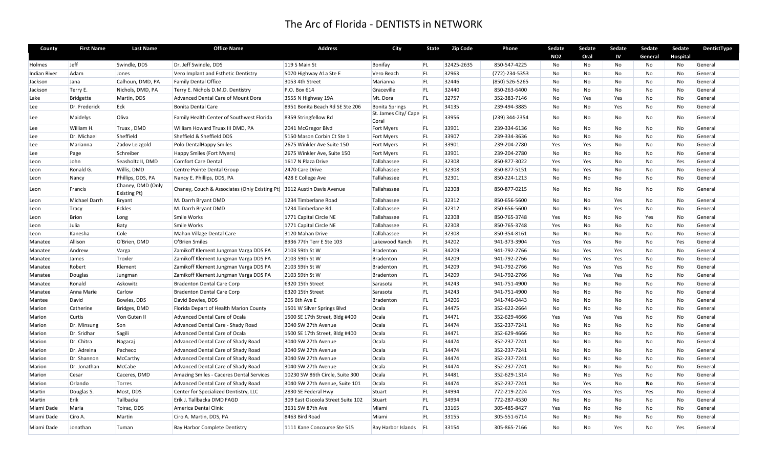# The Arc of Florida - DENTISTS in NETWORK

| County | First Name | Last Name | Office Name | Address | City | State | Zip Code | Phone | Sedate NO2 | Sedate Oral | Sedate IV | Sedate General | Sedate Hospital | DentistType |
|---|---|---|---|---|---|---|---|---|---|---|---|---|---|---|
| Holmes | Jeff | Swindle, DDS | Dr. Jeff Swindle, DDS | 119 S Main St | Bonifay | FL | 32425-2635 | 850-547-4225 | No | No | No | No | No | General |
| Indian River | Adam | Jones | Vero Implant and Esthetic Dentistry | 5070 Highway A1a Ste E | Vero Beach | FL | 32963 | (772)-234-5353 | No | No | No | No | No | General |
| Jackson | Jana | Calhoun, DMD, PA | Family Dental Office | 3053 4th Street | Marianna | FL | 32446 | (850) 526-5265 | No | No | No | No | No | General |
| Jackson | Terry E. | Nichols, DMD, PA | Terry E. Nichols D.M.D. Dentistry | P.O. Box 614 | Graceville | FL | 32440 | 850-263-6400 | No | No | No | No | No | General |
| Lake | Bridgette | Martin, DDS | Advanced Dental Care of Mount Dora | 3555 N Highway 19A | Mt. Dora | FL | 32757 | 352-383-7146 | No | Yes | Yes | No | No | General |
| Lee | Dr. Frederick | Eck | Bonita Dental Care | 8951 Bonita Beach Rd SE Ste 206 | Bonita Springs | FL | 34135 | 239-494-3885 | No | No | Yes | No | No | General |
| Lee | Maidelys | Oliva | Family Health Center of Southwest Florida | 8359 Stringfellow Rd | St. James City/ Cape Coral | FL | 33956 | (239) 344-2354 | No | No | No | No | No | General |
| Lee | William H. | Truax , DMD | William Howard Truax III DMD, PA | 2041 McGregor Blvd | Fort Myers | FL | 33901 | 239-334-6136 | No | No | No | No | No | General |
| Lee | Dr. Michael | Sheffield | Sheffield & Sheffield DDS | 5150 Mason Corbin Ct Ste 1 | Fort Myers | FL | 33907 | 239-334-3636 | No | No | No | No | No | General |
| Lee | Marianna | Zadov Leizgold | Polo DentalHappy Smiles | 2675 Winkler Ave Suite 150 | Fort Myers | FL | 33901 | 239-204-2780 | Yes | Yes | No | No | No | General |
| Lee | Page | Schreiber | Happy Smiles (Fort Myers) | 2675 Winkler Ave, Suite 150 | Fort Myers | FL | 33901 | 239-204-2780 | No | No | No | No | No | General |
| Leon | John | Seasholtz II, DMD | Comfort Care Dental | 1617 N Plaza Drive | Tallahassee | FL | 32308 | 850-877-3022 | Yes | Yes | No | No | Yes | General |
| Leon | Ronald G. | Willis, DMD | Centre Pointe Dental Group | 2470 Care Drive | Tallahassee | FL | 32308 | 850-877-5151 | No | Yes | No | No | No | General |
| Leon | Nancy | Phillips, DDS, PA | Nancy E. Phillips, DDS, PA | 428 E College Ave | Tallahassee | FL | 32301 | 850-224-1213 | No | No | No | No | No | General |
| Leon | Francis | Chaney, DMD (Only Existing Pt) | Chaney, Couch & Associates (Only Existing Pt) | 3612 Austin Davis Avenue | Tallahassee | FL | 32308 | 850-877-0215 | No | No | No | No | No | General |
| Leon | Michael Darrh | Bryant | M. Darrh Bryant DMD | 1234 Timberlane Road | Tallahassee | FL | 32312 | 850-656-5600 | No | No | Yes | No | No | General |
| Leon | Tracy | Eckles | M. Darrh Bryant DMD | 1234 Timberlane Rd. | Tallahassee | FL | 32312 | 850-656-5600 | No | No | Yes | No | No | General |
| Leon | Brion | Long | Smile Works | 1771 Capital Circle NE | Tallahassee | FL | 32308 | 850-765-3748 | Yes | No | No | Yes | No | General |
| Leon | Julia | Baty | Smile Works | 1771 Capital Circle NE | Tallahassee | FL | 32308 | 850-765-3748 | Yes | No | No | No | No | General |
| Leon | Kanesha | Cole | Mahan Village Dental Care | 3120 Mahan Drive | Tallahassee | FL | 32308 | 850-354-8161 | No | No | No | No | No | General |
| Manatee | Allison | O'Brien, DMD | O'Brien Smiles | 8936 77th Terr E Ste 103 | Lakewood Ranch | FL | 34202 | 941-373-3904 | Yes | Yes | No | No | Yes | General |
| Manatee | Andrew | Varga | Zamikoff Klement Jungman Varga DDS PA | 2103 59th St W | Bradenton | FL | 34209 | 941-792-2766 | No | Yes | Yes | No | No | General |
| Manatee | James | Troxler | Zamikoff Klement Jungman Varga DDS PA | 2103 59th St W | Bradenton | FL | 34209 | 941-792-2766 | No | Yes | Yes | No | No | General |
| Manatee | Robert | Klement | Zamikoff Klement Jungman Varga DDS PA | 2103 59th St W | Bradenton | FL | 34209 | 941-792-2766 | No | Yes | Yes | No | No | General |
| Manatee | Douglas | Jungman | Zamikoff Klement Jungman Varga DDS PA | 2103 59th St W | Bradenton | FL | 34209 | 941-792-2766 | No | Yes | Yes | No | No | General |
| Manatee | Ronald | Askowitz | Bradenton Dental Care Corp | 6320 15th Street | Sarasota | FL | 34243 | 941-751-4900 | No | No | No | No | No | General |
| Manatee | Anna Marie | Carlow | Bradenton Dental Care Corp | 6320 15th Street | Sarasota | FL | 34243 | 941-751-4900 | No | No | No | No | No | General |
| Mantee | David | Bowles, DDS | David Bowles, DDS | 205 6th Ave E | Bradenton | FL | 34206 | 941-746-0443 | No | No | No | No | No | General |
| Marion | Catherine | Bridges, DMD | Florida Depart of Health Marion County | 1501 W Silver Springs Blvd | Ocala | FL | 34475 | 352-622-2664 | No | No | No | No | No | General |
| Marion | Curtis | Von Guten II | Advanced Dental Care of Ocala | 1500 SE 17th Street, Bldg #400 | Ocala | FL | 34471 | 352-629-4666 | Yes | Yes | Yes | No | No | General |
| Marion | Dr. Minsung | Son | Advanced Dental Care - Shady Road | 3040 SW 27th Avenue | Ocala | FL | 34474 | 352-237-7241 | No | No | No | No | No | General |
| Marion | Dr. Sridhar | Sagili | Advanced Dental Care of Ocala | 1500 SE 17th Street, Bldg #400 | Ocala | FL | 34471 | 352-629-4666 | No | No | No | No | No | General |
| Marion | Dr. Chitra | Nagaraj | Advanced Dental Care of Shady Road | 3040 SW 27th Avenue | Ocala | FL | 34474 | 352-237-7241 | No | No | No | No | No | General |
| Marion | Dr. Adreina | Pacheco | Advanced Dental Care of Shady Road | 3040 SW 27th Avenue | Ocala | FL | 34474 | 352-237-7241 | No | No | No | No | No | General |
| Marion | Dr. Shannon | McCarthy | Advanced Dental Care of Shady Road | 3040 SW 27th Avenue | Ocala | FL | 34474 | 352-237-7241 | No | No | No | No | No | General |
| Marion | Dr. Jonathan | McCabe | Advanced Dental Care of Shady Road | 3040 SW 27th Avenue | Ocala | FL | 34474 | 352-237-7241 | No | No | No | No | No | General |
| Marion | Cesar | Caceres, DMD | Amazing Smiles - Caceres Dental Services | 10230 SW 86th Circle, Suite 300 | Ocala | FL | 34481 | 352-629-1314 | No | No | Yes | No | No | General |
| Marion | Orlando | Torres | Advanced Dental Care of Shady Road | 3040 SW 27th Avenue, Suite 101 | Ocala | FL | 34474 | 352-237-7241 | No | Yes | No | **No** | No | General |
| Martin | Douglas S. | Most, DDS | Center for Specialized Dentistry, LLC | 2830 SE Federal Hwy | Stuart | FL | 34994 | 772-219-2224 | Yes | Yes | Yes | Yes | No | General |
| Martin | Erik | Tallbacka | Erik J. Tallbacka DMD FAGD | 309 East Osceola Street Suite 102 | Stuart | FL | 34994 | 772-287-4530 | No | No | No | No | No | General |
| Miami Dade | Maria | Toirac, DDS | America Dental Clinic | 3631 SW 87th Ave | Miami | FL | 33165 | 305-485-8427 | Yes | No | No | No | No | General |
| Miami Dade | Ciro A. | Martin | Ciro A. Martin, DDS, PA | 8463 Bird Road | Miami | FL | 33155 | 305-551-6714 | No | No | No | No | No | General |
| Miami Dade | Jonathan | Tuman | Bay Harbor Complete Dentistry | 1111 Kane Concourse Ste 515 | Bay Harbor Islands | FL | 33154 | 305-865-7166 | No | No | Yes | No | Yes | General |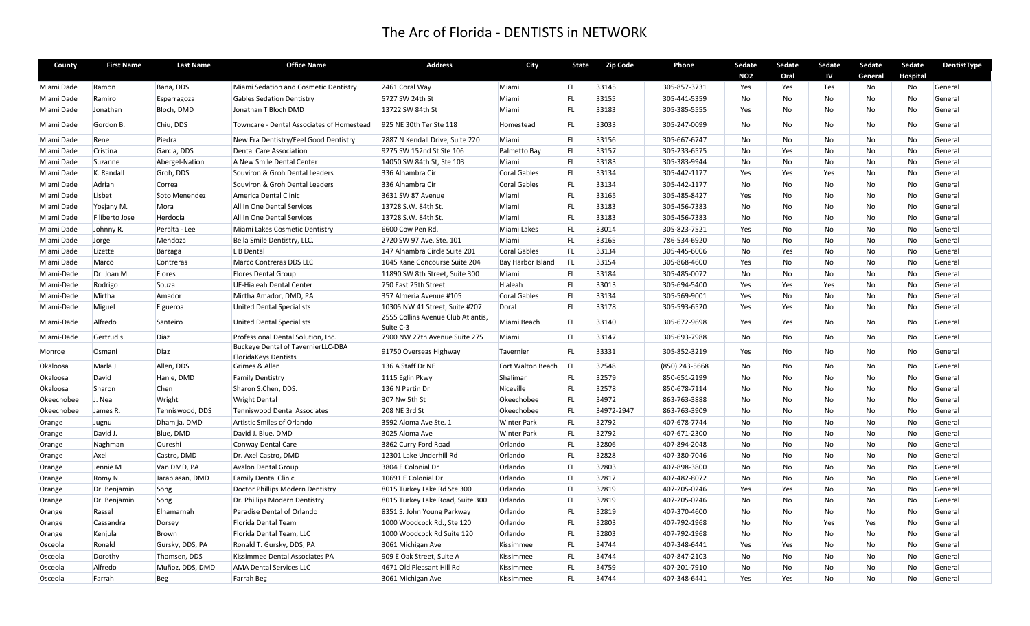# The Arc of Florida - DENTISTS in NETWORK

| County | First Name | Last Name | Office Name | Address | City | State | Zip Code | Phone | Sedate NO2 | Sedate Oral | Sedate IV | Sedate General | Sedate Hospital | DentistType |
|---|---|---|---|---|---|---|---|---|---|---|---|---|---|---|
| Miami Dade | Ramon | Bana, DDS | Miami Sedation and Cosmetic Dentistry | 2461 Coral Way | Miami | FL | 33145 | 305-857-3731 | Yes | Yes | Tes | No | No | General |
| Miami Dade | Ramiro | Esparragoza | Gables Sedation Dentistry | 5727 SW 24th St | Miami | FL | 33155 | 305-441-5359 | No | No | No | No | No | General |
| Miami Dade | Jonathan | Bloch, DMD | Jonathan T Bloch DMD | 13722 SW 84th St | Miami | FL | 33183 | 305-385-5555 | Yes | No | No | No | No | General |
| Miami Dade | Gordon B. | Chiu, DDS | Towncare - Dental Associates of Homestead | 925 NE 30th Ter Ste 118 | Homestead | FL | 33033 | 305-247-0099 | No | No | No | No | No | General |
| Miami Dade | Rene | Piedra | New Era Dentistry/Feel Good Dentistry | 7887 N Kendall Drive, Suite 220 | Miami | FL | 33156 | 305-667-6747 | No | No | No | No | No | General |
| Miami Dade | Cristina | Garcia, DDS | Dental Care Association | 9275 SW 152nd St Ste 106 | Palmetto Bay | FL | 33157 | 305-233-6575 | No | Yes | No | No | No | General |
| Miami Dade | Suzanne | Abergel-Nation | A New Smile Dental Center | 14050 SW 84th St, Ste 103 | Miami | FL | 33183 | 305-383-9944 | No | No | No | No | No | General |
| Miami Dade | K. Randall | Groh, DDS | Souviron & Groh Dental Leaders | 336 Alhambra Cir | Coral Gables | FL | 33134 | 305-442-1177 | Yes | Yes | Yes | No | No | General |
| Miami Dade | Adrian | Correa | Souviron & Groh Dental Leaders | 336 Alhambra Cir | Coral Gables | FL | 33134 | 305-442-1177 | No | No | No | No | No | General |
| Miami Dade | Lisbet | Soto Menendez | America Dental Clinic | 3631 SW 87 Avenue | Miami | FL | 33165 | 305-485-8427 | Yes | No | No | No | No | General |
| Miami Dade | Yosjany M. | Mora | All In One Dental Services | 13728 S.W. 84th St. | Miami | FL | 33183 | 305-456-7383 | No | No | No | No | No | General |
| Miami Dade | Filiberto Jose | Herdocia | All In One Dental Services | 13728 S.W. 84th St. | Miami | FL | 33183 | 305-456-7383 | No | No | No | No | No | General |
| Miami Dade | Johnny R. | Peralta - Lee | Miami Lakes Cosmetic Dentistry | 6600 Cow Pen Rd. | Miami Lakes | FL | 33014 | 305-823-7521 | Yes | No | No | No | No | General |
| Miami Dade | Jorge | Mendoza | Bella Smile Dentistry, LLC. | 2720 SW 97 Ave. Ste. 101 | Miami | FL | 33165 | 786-534-6920 | No | No | No | No | No | General |
| Miami Dade | Lizette | Barzaga | L B Dental | 147 Alhambra Circle Suite 201 | Coral Gables | FL | 33134 | 305-445-6006 | No | Yes | No | No | No | General |
| Miami Dade | Marco | Contreras | Marco Contreras DDS LLC | 1045 Kane Concourse Suite 204 | Bay Harbor Island | FL | 33154 | 305-868-4600 | Yes | No | No | No | No | General |
| Miami-Dade | Dr. Joan M. | Flores | Flores Dental Group | 11890 SW 8th Street, Suite 300 | Miami | FL | 33184 | 305-485-0072 | No | No | No | No | No | General |
| Miami-Dade | Rodrigo | Souza | UF-Hialeah Dental Center | 750 East 25th Street | Hialeah | FL | 33013 | 305-694-5400 | Yes | Yes | Yes | No | No | General |
| Miami-Dade | Mirtha | Amador | Mirtha Amador, DMD, PA | 357 Almeria Avenue #105 | Coral Gables | FL | 33134 | 305-569-9001 | Yes | No | No | No | No | General |
| Miami-Dade | Miguel | Figueroa | United Dental Specialists | 10305 NW 41 Street, Suite #207 | Doral | FL | 33178 | 305-593-6520 | Yes | Yes | No | No | No | General |
| Miami-Dade | Alfredo | Santeiro | United Dental Specialists | 2555 Collins Avenue Club Atlantis, Suite C-3 | Miami Beach | FL | 33140 | 305-672-9698 | Yes | Yes | No | No | No | General |
| Miami-Dade | Gertrudis | Diaz | Professional Dental Solution, Inc. | 7900 NW 27th Avenue Suite 275 | Miami | FL | 33147 | 305-693-7988 | No | No | No | No | No | General |
| Monroe | Osmani | Diaz | Buckeye Dental of TavernierLLC-DBA FloridaKeys Dentists | 91750 Overseas Highway | Tavernier | FL | 33331 | 305-852-3219 | Yes | No | No | No | No | General |
| Okaloosa | Marla J. | Allen, DDS | Grimes & Allen | 136 A Staff Dr NE | Fort Walton Beach | FL | 32548 | (850) 243-5668 | No | No | No | No | No | General |
| Okaloosa | David | Hanle, DMD | Family Dentistry | 1115 Eglin Pkwy | Shalimar | FL | 32579 | 850-651-2199 | No | No | No | No | No | General |
| Okaloosa | Sharon | Chen | Sharon S.Chen, DDS. | 136 N Partin Dr | Niceville | FL | 32578 | 850-678-7114 | No | No | No | No | No | General |
| Okeechobee | J. Neal | Wright | Wright Dental | 307 Nw 5th St | Okeechobee | FL | 34972 | 863-763-3888 | No | No | No | No | No | General |
| Okeechobee | James R. | Tenniswood, DDS | Tenniswood Dental Associates | 208 NE 3rd St | Okeechobee | FL | 34972-2947 | 863-763-3909 | No | No | No | No | No | General |
| Orange | Jugnu | Dhamija, DMD | Artistic Smiles of Orlando | 3592 Aloma Ave Ste. 1 | Winter Park | FL | 32792 | 407-678-7744 | No | No | No | No | No | General |
| Orange | David J. | Blue, DMD | David J. Blue, DMD | 3025 Aloma Ave | Winter Park | FL | 32792 | 407-671-2300 | No | No | No | No | No | General |
| Orange | Naghman | Qureshi | Conway Dental Care | 3862 Curry Ford Road | Orlando | FL | 32806 | 407-894-2048 | No | No | No | No | No | General |
| Orange | Axel | Castro, DMD | Dr. Axel Castro, DMD | 12301 Lake Underhill Rd | Orlando | FL | 32828 | 407-380-7046 | No | No | No | No | No | General |
| Orange | Jennie M | Van DMD, PA | Avalon Dental Group | 3804 E Colonial Dr | Orlando | FL | 32803 | 407-898-3800 | No | No | No | No | No | General |
| Orange | Romy N. | Jaraplasan, DMD | Family Dental Clinic | 10691 E Colonial Dr | Orlando | FL | 32817 | 407-482-8072 | No | No | No | No | No | General |
| Orange | Dr. Benjamin | Song | Doctor Phillips Modern Dentistry | 8015 Turkey Lake Rd Ste 300 | Orlando | FL | 32819 | 407-205-0246 | Yes | Yes | No | No | No | General |
| Orange | Dr. Benjamin | Song | Dr. Phillips Modern Dentistry | 8015 Turkey Lake Road, Suite 300 | Orlando | FL | 32819 | 407-205-0246 | No | No | No | No | No | General |
| Orange | Rassel | Elhamarnah | Paradise Dental of Orlando | 8351 S. John Young Parkway | Orlando | FL | 32819 | 407-370-4600 | No | No | No | No | No | General |
| Orange | Cassandra | Dorsey | Florida Dental Team | 1000 Woodcock Rd., Ste 120 | Orlando | FL | 32803 | 407-792-1968 | No | No | Yes | Yes | No | General |
| Orange | Kenjula | Brown | Florida Dental Team, LLC | 1000 Woodcock Rd Suite 120 | Orlando | FL | 32803 | 407-792-1968 | No | No | No | No | No | General |
| Osceola | Ronald | Gursky, DDS, PA | Ronald T. Gursky, DDS, PA | 3061 Michigan Ave | Kissimmee | FL | 34744 | 407-348-6441 | Yes | Yes | No | No | No | General |
| Osceola | Dorothy | Thomsen, DDS | Kissimmee Dental Associates PA | 909 E Oak Street, Suite A | Kissimmee | FL | 34744 | 407-847-2103 | No | No | No | No | No | General |
| Osceola | Alfredo | Muñoz, DDS, DMD | AMA Dental Services LLC | 4671 Old Pleasant Hill Rd | Kissimmee | FL | 34759 | 407-201-7910 | No | No | No | No | No | General |
| Osceola | Farrah | Beg | Farrah Beg | 3061 Michigan Ave | Kissimmee | FL | 34744 | 407-348-6441 | Yes | Yes | No | No | No | General |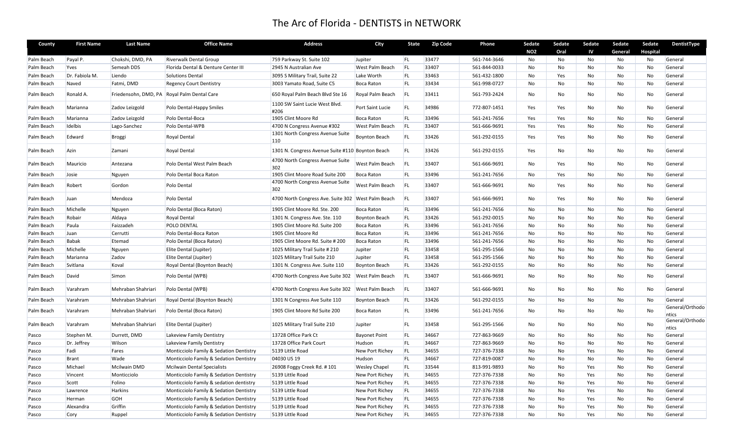# The Arc of Florida - DENTISTS in NETWORK

| County | First Name | Last Name | Office Name | Address | City | State | Zip Code | Phone | Sedate NO2 | Sedate Oral | Sedate IV | Sedate General | Sedate Hospital | DentistType |
|---|---|---|---|---|---|---|---|---|---|---|---|---|---|---|
| Palm Beach | Payal P. | Chokshi, DMD, PA | Riverwalk Dental Group | 759 Parkway St. Suite 102 | Jupiter | FL | 33477 | 561-744-3646 | No | No | No | No | No | General |
| Palm Beach | Yves | Semeah DDS | Florida Dental & Denture Center III | 2945 N Australian Ave | West Palm Beach | FL | 33407 | 561-844-0033 | No | No | No | No | No | General |
| Palm Beach | Dr. Fabiola M. | Liendo | Solutions Dental | 3095 S Military Trail, Suite 22 | Lake Worth | FL | 33463 | 561-432-1800 | No | Yes | No | No | No | General |
| Palm Beach | Naved | Fatmi, DMD | Regency Court Dentistry | 3003 Yamato Road, Suite C5 | Boca Raton | FL | 33434 | 561-998-0727 | No | No | No | No | No | General |
| Palm Beach | Ronald A. | Friedensohn, DMD, PA | Royal Palm Dental Care | 650 Royal Palm Beach Blvd Ste 16 | Royal Palm Beach | FL | 33411 | 561-793-2424 | No | No | No | No | No | General |
| Palm Beach | Marianna | Zadov Leizgold | Polo Dental-Happy Smiles | 1100 SW Saint Lucie West Blvd. #206 | Port Saint Lucie | FL | 34986 | 772-807-1451 | Yes | Yes | No | No | No | General |
| Palm Beach | Marianna | Zadov Leizgold | Polo Dental-Boca | 1905 Clint Moore Rd | Boca Raton | FL | 33496 | 561-241-7656 | Yes | Yes | No | No | No | General |
| Palm Beach | Idelbis | Lago-Sanchez | Polo Dental-WPB | 4700 N Congress Avenue #302 | West Palm Beach | FL | 33407 | 561-666-9691 | Yes | Yes | No | No | No | General |
| Palm Beach | Edward | Broggi | Royal Dental | 1301 North Congress Avenue Suite 110 | Boynton Beach | FL | 33426 | 561-292-0155 | Yes | Yes | No | No | No | General |
| Palm Beach | Azin | Zamani | Royal Dental | 1301 N. Congress Avenue Suite #110 | Boynton Beach | FL | 33426 | 561-292-0155 | Yes | No | No | No | No | General |
| Palm Beach | Mauricio | Antezana | Polo Dental West Palm Beach | 4700 North Congress Avenue Suite 302 | West Palm Beach | FL | 33407 | 561-666-9691 | No | Yes | No | No | No | General |
| Palm Beach | Josie | Nguyen | Polo Dental Boca Raton | 1905 Clint Moore Road Suite 200 | Boca Raton | FL | 33496 | 561-241-7656 | No | Yes | No | No | No | General |
| Palm Beach | Robert | Gordon | Polo Dental | 4700 North Congress Avenue Suite 302 | West Palm Beach | FL | 33407 | 561-666-9691 | No | Yes | No | No | No | General |
| Palm Beach | Juan | Mendoza | Polo Dental | 4700 North Congress Ave. Suite 302 | West Palm Beach | FL | 33407 | 561-666-9691 | No | Yes | No | No | No | General |
| Palm Beach | Michelle | Nguyen | Polo Dental (Boca Raton) | 1905 Clint Moore Rd. Ste. 200 | Boca Raton | FL | 33496 | 561-241-7656 | No | No | No | No | No | General |
| Palm Beach | Robair | Aldaya | Royal Dental | 1301 N. Congress Ave. Ste. 110 | Boynton Beach | FL | 33426 | 561-292-0015 | No | No | No | No | No | General |
| Palm Beach | Paula | Faizzadeh | POLO DENTAL | 1905 Clint Moore Rd. Suite 200 | Boca Raton | FL | 33496 | 561-241-7656 | No | No | No | No | No | General |
| Palm Beach | Juan | Cerrutti | Polo Dental-Boca Raton | 1905 Clint Moore Rd | Boca Raton | FL | 33496 | 561-241-7656 | No | No | No | No | No | General |
| Palm Beach | Babak | Etemad | Polo Dental (Boca Raton) | 1905 Clint Moore Rd. Suite # 200 | Boca Raton | FL | 33496 | 561-241-7656 | No | No | No | No | No | General |
| Palm Beach | Michelle | Nguyen | Elite Dental (Jupiter) | 1025 Military Trail Suite # 210 | Jupiter | FL | 33458 | 561-295-1566 | No | No | No | No | No | General |
| Palm Beach | Marianna | Zadov | Elite Dental (Jupiter) | 1025 Military Trail Suite 210 | Jupiter | FL | 33458 | 561-295-1566 | No | No | No | No | No | General |
| Palm Beach | Svitlana | Koval | Royal Dental (Boynton Beach) | 1301 N. Congress Ave. Suite 110 | Boynton Beach | FL | 33426 | 561-292-0155 | No | No | No | No | No | General |
| Palm Beach | David | Simon | Polo Dental (WPB) | 4700 North Congress Ave Suite 302 | West Palm Beach | FL | 33407 | 561-666-9691 | No | No | No | No | No | General |
| Palm Beach | Varahram | Mehraban Shahriari | Polo Dental (WPB) | 4700 North Congress Ave Suite 302 | West Palm Beach | FL | 33407 | 561-666-9691 | No | No | No | No | No | General |
| Palm Beach | Varahram | Mehraban Shahriari | Royal Dental (Boynton Beach) | 1301 N Congress Ave Suite 110 | Boynton Beach | FL | 33426 | 561-292-0155 | No | No | No | No | No | General |
| Palm Beach | Varahram | Mehraban Shahriari | Polo Dental (Boca Raton) | 1905 Clint Moore Rd Suite 200 | Boca Raton | FL | 33496 | 561-241-7656 | No | No | No | No | No | General/Orthodontics |
| Palm Beach | Varahram | Mehraban Shahriari | Elite Dental (Jupiter) | 1025 Military Trail Suite 210 | Jupiter | FL | 33458 | 561-295-1566 | No | No | No | No | No | General/Orthodontics |
| Pasco | Stephen M. | Durrett, DMD | Lakeview Family Dentistry | 13728 Office Park Ct | Bayonet Point | FL | 34667 | 727-863-9669 | No | No | No | No | No | General |
| Pasco | Dr. Jeffrey | Wilson | Lakeview Family Dentistry | 13728 Office Park Court | Hudson | FL | 34667 | 727-863-9669 | No | No | No | No | No | General |
| Pasco | Fadi | Fares | Monticciolo Family & Sedation Dentistry | 5139 Little Road | New Port Richey | FL | 34655 | 727-376-7338 | No | No | Yes | No | No | General |
| Pasco | Brant | Wade | Monticciolo Family & Sedation Dentistry | 04030 US 19 | Hudson | FL | 34667 | 727-819-0087 | No | No | No | No | No | General |
| Pasco | Michael | Mcilwain DMD | Mcilwain Dental Specialists | 26908 Foggy Creek Rd. # 101 | Wesley Chapel | FL | 33544 | 813-991-9893 | No | No | Yes | No | No | General |
| Pasco | Vincent | Monticciolo | Monticciolo Family & Sedation Dentistry | 5139 Little Road # 101 | New Port Richey | FL | 34655 | 727-376-7338 | No | No | Yes | No | No | General |
| Pasco | Scott | Folino | Monticciolo Family & sedation dentistry | 5139 Little Road | New Port Richey | FL | 34655 | 727-376-7338 | No | No | Yes | No | No | General |
| Pasco | Lawrence | Harkins | Monticciolo Family & Sedation Dentistry | 5139 Little Road | New Port Richey | FL | 34655 | 727-376-7338 | No | No | Yes | No | No | General |
| Pasco | Herman | GOH | Monticciolo Family & Sedation Dentistry | 5139 Little Road | New Port Richey | FL | 34655 | 727-376-7338 | No | No | Yes | No | No | General |
| Pasco | Alexandra | Griffin | Monticciolo Family & Sedation Dentistry | 5139 Little Road | New Port Richey | FL | 34655 | 727-376-7338 | No | No | Yes | No | No | General |
| Pasco | Cory | Ruppel | Monticciolo Family & Sedation Dentistry | 5139 Little Road | New Port Richey | FL | 34655 | 727-376-7338 | No | No | Yes | No | No | General |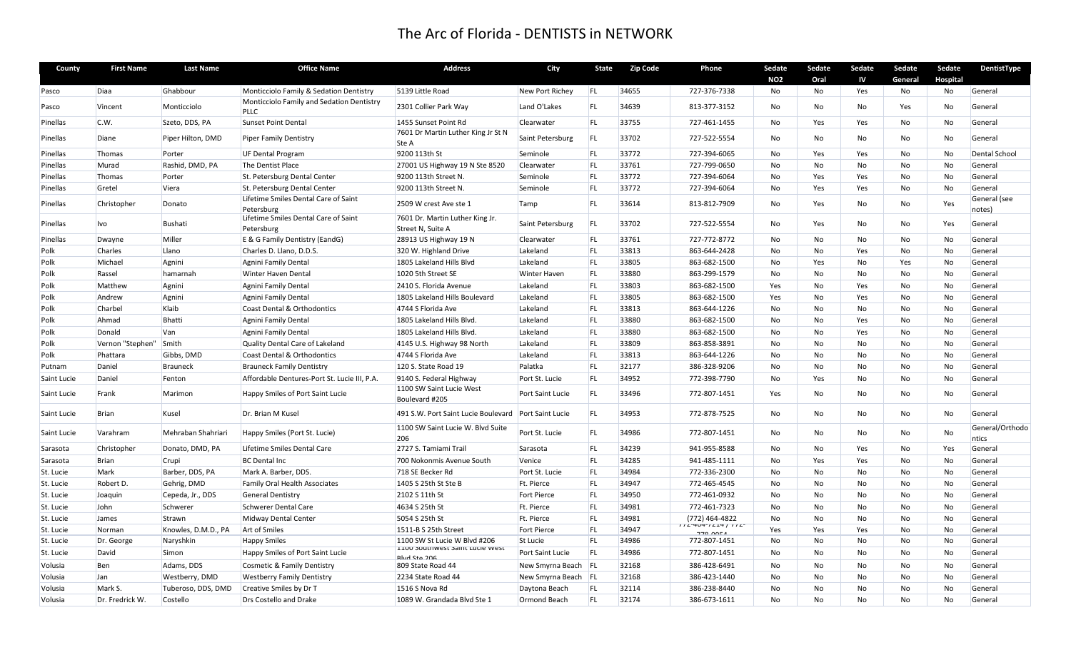# The Arc of Florida - DENTISTS in NETWORK

| County | First Name | Last Name | Office Name | Address | City | State | Zip Code | Phone | Sedate NO2 | Sedate Oral | Sedate IV | Sedate General | Sedate Hospital | DentistType |
|---|---|---|---|---|---|---|---|---|---|---|---|---|---|---|
| Pasco | Diaa | Ghabbour | Monticciolo Family & Sedation Dentistry | 5139 Little Road | New Port Richey | FL | 34655 | 727-376-7338 | No | No | Yes | No | No | General |
| Pasco | Vincent | Monticciolo | Monticciolo Family and Sedation Dentistry PLLC | 2301 Collier Park Way | Land O'Lakes | FL | 34639 | 813-377-3152 | No | No | No | Yes | No | General |
| Pinellas | C.W. | Szeto, DDS, PA | Sunset Point Dental | 1455 Sunset Point Rd | Clearwater | FL | 33755 | 727-461-1455 | No | Yes | Yes | No | No | General |
| Pinellas | Diane | Piper Hilton, DMD | Piper Family Dentistry | 7601 Dr Martin Luther King Jr St N Ste A | Saint Petersburg | FL | 33702 | 727-522-5554 | No | No | No | No | No | General |
| Pinellas | Thomas | Porter | UF Dental Program | 9200 113th St | Seminole | FL | 33772 | 727-394-6065 | No | Yes | Yes | No | No | Dental School |
| Pinellas | Murad | Rashid, DMD, PA | The Dentist Place | 27001 US Highway 19 N Ste 8520 | Clearwater | FL | 33761 | 727-799-0650 | No | No | No | No | No | General |
| Pinellas | Thomas | Porter | St. Petersburg Dental Center | 9200 113th Street N. | Seminole | FL | 33772 | 727-394-6064 | No | Yes | Yes | No | No | General |
| Pinellas | Gretel | Viera | St. Petersburg Dental Center | 9200 113th Street N. | Seminole | FL | 33772 | 727-394-6064 | No | Yes | Yes | No | No | General |
| Pinellas | Christopher | Donato | Lifetime Smiles Dental Care of Saint Petersburg | 2509 W crest Ave ste 1 | Tamp | FL | 33614 | 813-812-7909 | No | Yes | No | No | Yes | General (see notes) |
| Pinellas | Ivo | Bushati | Lifetime Smiles Dental Care of Saint Petersburg | 7601 Dr. Martin Luther King Jr. Street N, Suite A | Saint Petersburg | FL | 33702 | 727-522-5554 | No | Yes | No | No | Yes | General |
| Pinellas | Dwayne | Miller | E & G Family Dentistry (EandG) | 28913 US Highway 19 N | Clearwater | FL | 33761 | 727-772-8772 | No | No | No | No | No | General |
| Polk | Charles | Llano | Charles D. Llano, D.D.S. | 320 W. Highland Drive | Lakeland | FL | 33813 | 863-644-2428 | No | No | Yes | No | No | General |
| Polk | Michael | Agnini | Agnini Family Dental | 1805 Lakeland Hills Blvd | Lakeland | FL | 33805 | 863-682-1500 | No | Yes | No | Yes | No | General |
| Polk | Rassel | hamarnah | Winter Haven Dental | 1020 5th Street SE | Winter Haven | FL | 33880 | 863-299-1579 | No | No | No | No | No | General |
| Polk | Matthew | Agnini | Agnini Family Dental | 2410 S. Florida Avenue | Lakeland | FL | 33803 | 863-682-1500 | Yes | No | Yes | No | No | General |
| Polk | Andrew | Agnini | Agnini Family Dental | 1805 Lakeland Hills Boulevard | Lakeland | FL | 33805 | 863-682-1500 | Yes | No | Yes | No | No | General |
| Polk | Charbel | Klaib | Coast Dental & Orthodontics | 4744 S Florida Ave | Lakeland | FL | 33813 | 863-644-1226 | No | No | No | No | No | General |
| Polk | Ahmad | Bhatti | Agnini Family Dental | 1805 Lakeland Hills Blvd. | Lakeland | FL | 33880 | 863-682-1500 | No | No | Yes | No | No | General |
| Polk | Donald | Van | Agnini Family Dental | 1805 Lakeland Hills Blvd. | Lakeland | FL | 33880 | 863-682-1500 | No | No | Yes | No | No | General |
| Polk | Vernon "Stephen" | Smith | Quality Dental Care of Lakeland | 4145 U.S. Highway 98 North | Lakeland | FL | 33809 | 863-858-3891 | No | No | No | No | No | General |
| Polk | Phattara | Gibbs, DMD | Coast Dental & Orthodontics | 4744 S Florida Ave | Lakeland | FL | 33813 | 863-644-1226 | No | No | No | No | No | General |
| Putnam | Daniel | Brauneck | Brauneck Family Dentistry | 120 S. State Road 19 | Palatka | FL | 32177 | 386-328-9206 | No | No | No | No | No | General |
| Saint Lucie | Daniel | Fenton | Affordable Dentures-Port St. Lucie III, P.A. | 9140 S. Federal Highway | Port St. Lucie | FL | 34952 | 772-398-7790 | No | Yes | No | No | No | General |
| Saint Lucie | Frank | Marimon | Happy Smiles of Port Saint Lucie | 1100 SW Saint Lucie West Boulevard #205 | Port Saint Lucie | FL | 33496 | 772-807-1451 | Yes | No | No | No | No | General |
| Saint Lucie | Brian | Kusel | Dr. Brian M Kusel | 491 S.W. Port Saint Lucie Boulevard | Port Saint Lucie | FL | 34953 | 772-878-7525 | No | No | No | No | No | General |
| Saint Lucie | Varahram | Mehraban Shahriari | Happy Smiles (Port St. Lucie) | 1100 SW Saint Lucie W. Blvd Suite 206 | Port St. Lucie | FL | 34986 | 772-807-1451 | No | No | No | No | No | General/Orthodontics |
| Sarasota | Christopher | Donato, DMD, PA | Lifetime Smiles Dental Care | 2727 S. Tamiami Trail | Sarasota | FL | 34239 | 941-955-8588 | No | No | Yes | No | Yes | General |
| Sarasota | Brian | Crupi | BC Dental Inc | 700 Nokonmis Avenue South | Venice | FL | 34285 | 941-485-1111 | No | Yes | Yes | No | No | General |
| St. Lucie | Mark | Barber, DDS, PA | Mark A. Barber, DDS. | 718 SE Becker Rd | Port St. Lucie | FL | 34984 | 772-336-2300 | No | No | No | No | No | General |
| St. Lucie | Robert D. | Gehrig, DMD | Family Oral Health Associates | 1405 S 25th St Ste B | Ft. Pierce | FL | 34947 | 772-465-4545 | No | No | No | No | No | General |
| St. Lucie | Joaquin | Cepeda, Jr., DDS | General Dentistry | 2102 S 11th St | Fort Pierce | FL | 34950 | 772-461-0932 | No | No | No | No | No | General |
| St. Lucie | John | Schwerer | Schwerer Dental Care | 4634 S 25th St | Ft. Pierce | FL | 34981 | 772-461-7323 | No | No | No | No | No | General |
| St. Lucie | James | Strawn | Midway Dental Center | 5054 S 25th St | Ft. Pierce | FL | 34981 | (772) 464-4822 | No | No | No | No | No | General |
| St. Lucie | Norman | Knowles, D.M.D., PA | Art of Smiles | 1511-B S 25th Street | Fort Pierce | FL | 34947 | 772-464-7214 / 772-778-0054 | Yes | Yes | Yes | No | No | General |
| St. Lucie | Dr. George | Naryshkin | Happy Smiles | 1100 SW St Lucie W Blvd #206 | St Lucie | FL | 34986 | 772-807-1451 | No | No | No | No | No | General |
| St. Lucie | David | Simon | Happy Smiles of Port Saint Lucie | 1100 Southwest Saint Lucie West Blvd Ste 206 | Port Saint Lucie | FL | 34986 | 772-807-1451 | No | No | No | No | No | General |
| Volusia | Ben | Adams, DDS | Cosmetic & Family Dentistry | 809 State Road 44 | New Smyrna Beach | FL | 32168 | 386-428-6491 | No | No | No | No | No | General |
| Volusia | Jan | Westberry, DMD | Westberry Family Dentistry | 2234 State Road 44 | New Smyrna Beach | FL | 32168 | 386-423-1440 | No | No | No | No | No | General |
| Volusia | Mark S. | Tuberoso, DDS, DMD | Creative Smiles by Dr T | 1516 S Nova Rd | Daytona Beach | FL | 32114 | 386-238-8440 | No | No | No | No | No | General |
| Volusia | Dr. Fredrick W. | Costello | Drs Costello and Drake | 1089 W. Grandada Blvd Ste 1 | Ormond Beach | FL | 32174 | 386-673-1611 | No | No | No | No | No | General |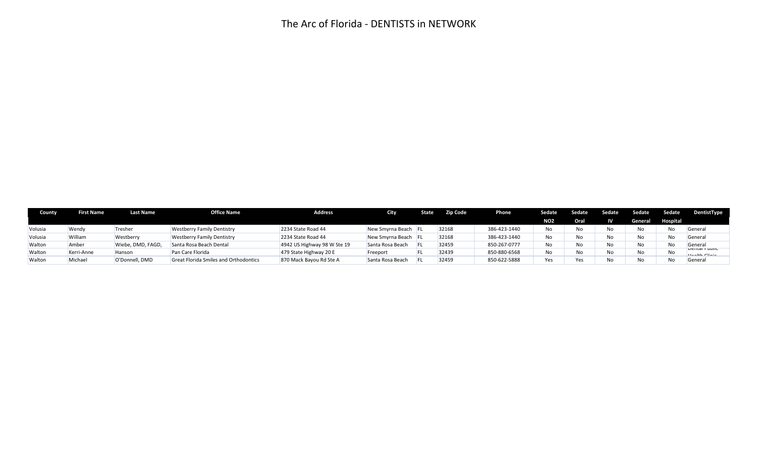# The Arc of Florida - DENTISTS in NETWORK

| County | First Name | Last Name | Office Name | Address | City | State | Zip Code | Phone | Sedate NO2 | Sedate Oral | Sedate IV | Sedate General | Sedate Hospital | DentistType |
|---|---|---|---|---|---|---|---|---|---|---|---|---|---|---|
| Volusia | Wendy | Tresher | Westberry Family Dentistry | 2234 State Road 44 | New Smyrna Beach | FL | 32168 | 386-423-1440 | No | No | No | No | No | General |
| Volusia | William | Westberry | Westberry Family Dentistry | 2234 State Road 44 | New Smyrna Beach | FL | 32168 | 386-423-1440 | No | No | No | No | No | General |
| Walton | Amber | Wiebe, DMD, FAGD, | Santa Rosa Beach Dental | 4942 US Highway 98 W Ste 19 | Santa Rosa Beach | FL | 32459 | 850-267-0777 | No | No | No | No | No | General |
| Walton | Kerri-Anne | Hanson | Pan Care Florida | 479 State Highway 20 E | Freeport | FL | 32439 | 850-880-6568 | No | No | No | No | No | Dental Public Health Clinic |
| Walton | Michael | O'Donnell, DMD | Great Florida Smiles and Orthodontics | 870 Mack Bayou Rd Ste A | Santa Rosa Beach | FL | 32459 | 850-622-5888 | Yes | Yes | No | No | No | General |